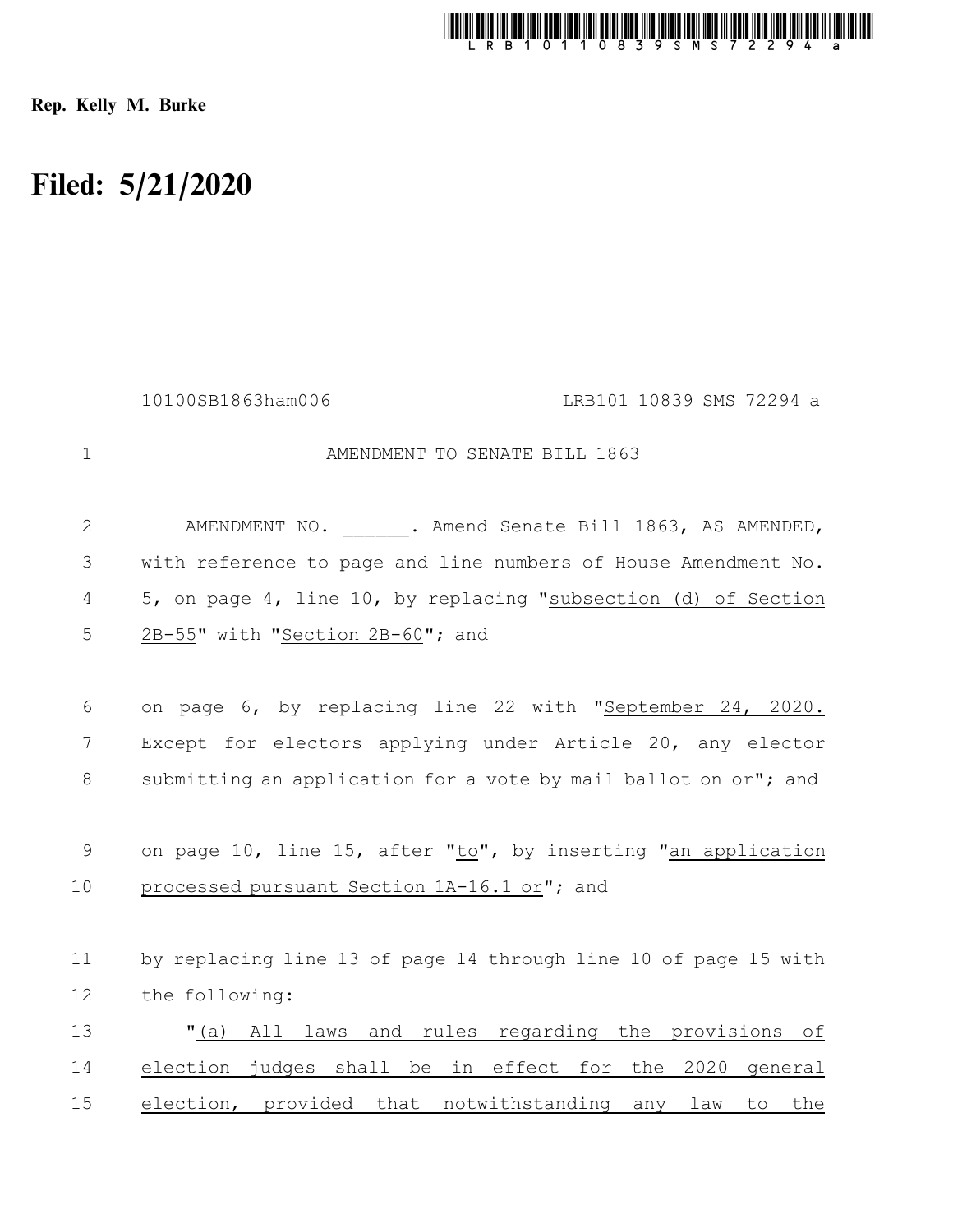Rep. Kelly M. Burke

# Filed: 5/21/2020

10100SB1863ham006 LRB101 10839 SMS 72294 a

AMENDMENT TO SENATE BILL 1863

AMENDMENT NO. ______. Amend Senate Bill 1863, AS AMENDED, with reference to page and line numbers of House Amendment No. 5, on page 4, line 10, by replacing "subsection (d) of Section 2B-55" with "Section 2B-60"; and

on page 6, by replacing line 22 with "September 24, 2020. Except for electors applying under Article 20, any elector submitting an application for a vote by mail ballot on or"; and

on page 10, line 15, after "to", by inserting "an application processed pursuant Section 1A-16.1 or"; and

by replacing line 13 of page 14 through line 10 of page 15 with the following:

"(a) All laws and rules regarding the provisions of election judges shall be in effect for the 2020 general election, provided that notwithstanding any law to the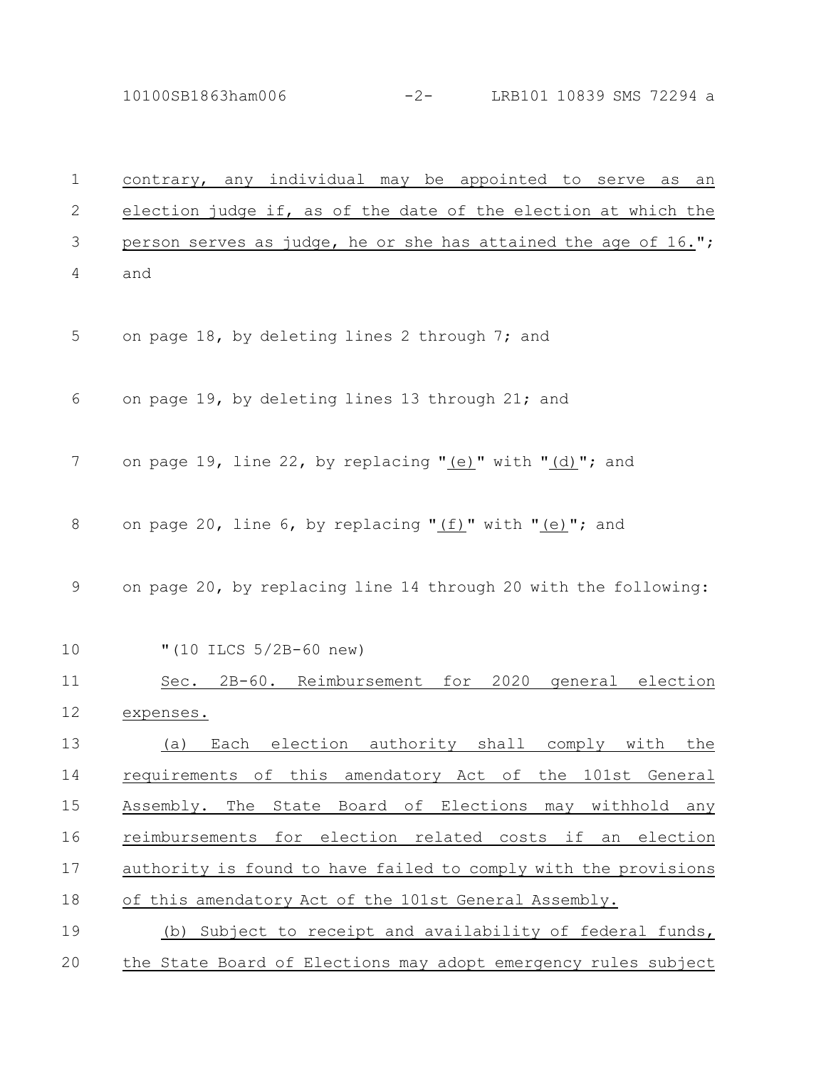contrary, any individual may be appointed to serve as an election judge if, as of the date of the election at which the person serves as judge, he or she has attained the age of 16."; and

on page 18, by deleting lines 2 through 7; and

on page 19, by deleting lines 13 through 21; and

on page 19, line 22, by replacing "(e)" with "(d)"; and

on page 20, line 6, by replacing "(f)" with "(e)"; and

on page 20, by replacing line 14 through 20 with the following:

"(10 ILCS 5/2B-60 new)

Sec. 2B-60. Reimbursement for 2020 general election expenses.

(a) Each election authority shall comply with the requirements of this amendatory Act of the 101st General Assembly. The State Board of Elections may withhold any reimbursements for election related costs if an election authority is found to have failed to comply with the provisions of this amendatory Act of the 101st General Assembly.

(b) Subject to receipt and availability of federal funds, the State Board of Elections may adopt emergency rules subject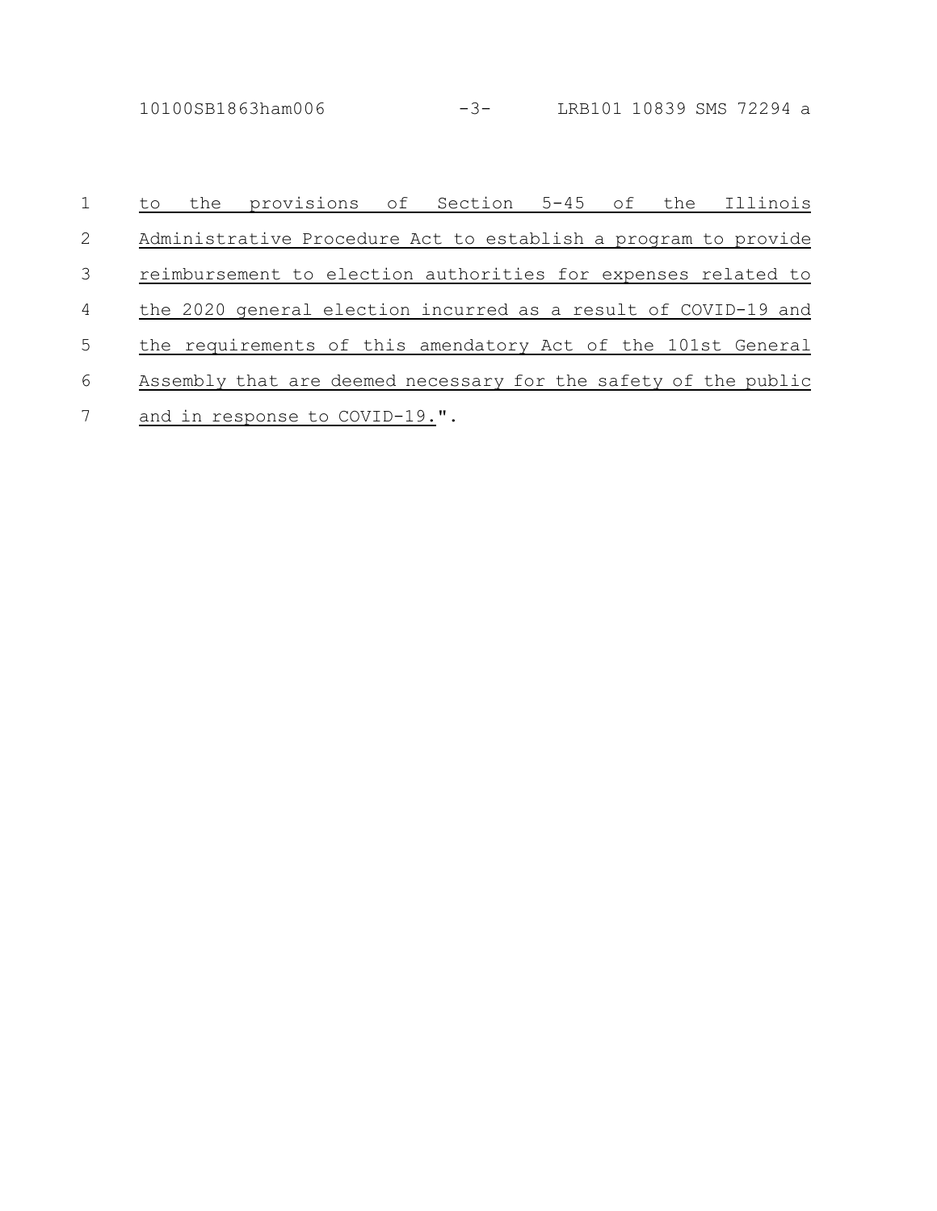to the provisions of Section 5-45 of the Illinois Administrative Procedure Act to establish a program to provide reimbursement to election authorities for expenses related to the 2020 general election incurred as a result of COVID-19 and the requirements of this amendatory Act of the 101st General Assembly that are deemed necessary for the safety of the public and in response to COVID-19.".